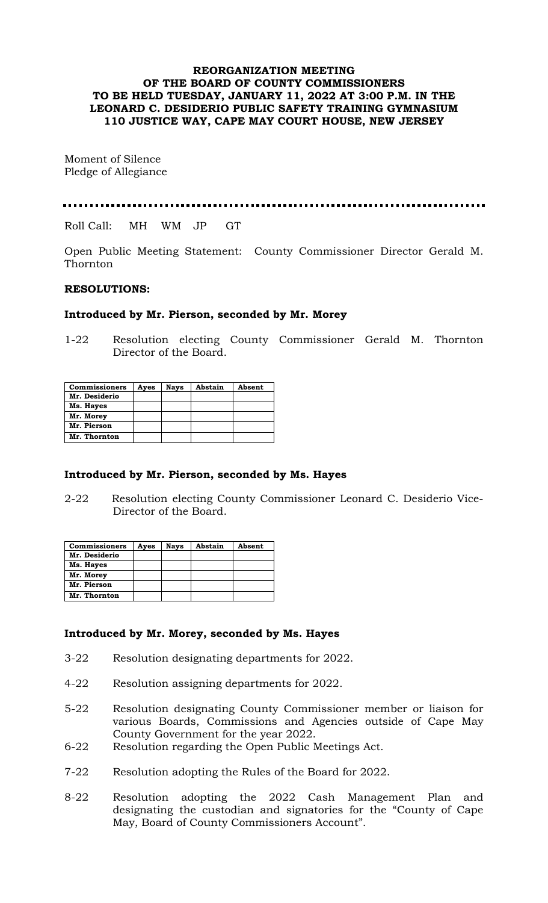**REORGANIZATION MEETING OF THE BOARD OF COUNTY COMMISSIONERS TO BE HELD TUESDAY, JANUARY 11, 2022 AT 3:00 P.M. IN THE LEONARD C. DESIDERIO PUBLIC SAFETY TRAINING GYMNASIUM 110 JUSTICE WAY, CAPE MAY COURT HOUSE, NEW JERSEY**

Moment of Silence
Pledge of Allegiance

---

Roll Call: MH WM JP GT

Open Public Meeting Statement: County Commissioner Director Gerald M. Thornton

**RESOLUTIONS:**

**Introduced by Mr. Pierson, seconded by Mr. Morey**

1-22 Resolution electing County Commissioner Gerald M. Thornton Director of the Board.

| Commissioners | Ayes | Nays | Abstain | Absent |
|---|---|---|---|---|
| Mr. Desiderio | | | | |
| Ms. Hayes | | | | |
| Mr. Morey | | | | |
| Mr. Pierson | | | | |
| Mr. Thornton | | | | |

**Introduced by Mr. Pierson, seconded by Ms. Hayes**

2-22 Resolution electing County Commissioner Leonard C. Desiderio Vice-Director of the Board.

| Commissioners | Ayes | Nays | Abstain | Absent |
|---|---|---|---|---|
| Mr. Desiderio | | | | |
| Ms. Hayes | | | | |
| Mr. Morey | | | | |
| Mr. Pierson | | | | |
| Mr. Thornton | | | | |

**Introduced by Mr. Morey, seconded by Ms. Hayes**

3-22 Resolution designating departments for 2022.

4-22 Resolution assigning departments for 2022.

5-22 Resolution designating County Commissioner member or liaison for various Boards, Commissions and Agencies outside of Cape May County Government for the year 2022.

6-22 Resolution regarding the Open Public Meetings Act.

7-22 Resolution adopting the Rules of the Board for 2022.

8-22 Resolution adopting the 2022 Cash Management Plan and designating the custodian and signatories for the "County of Cape May, Board of County Commissioners Account".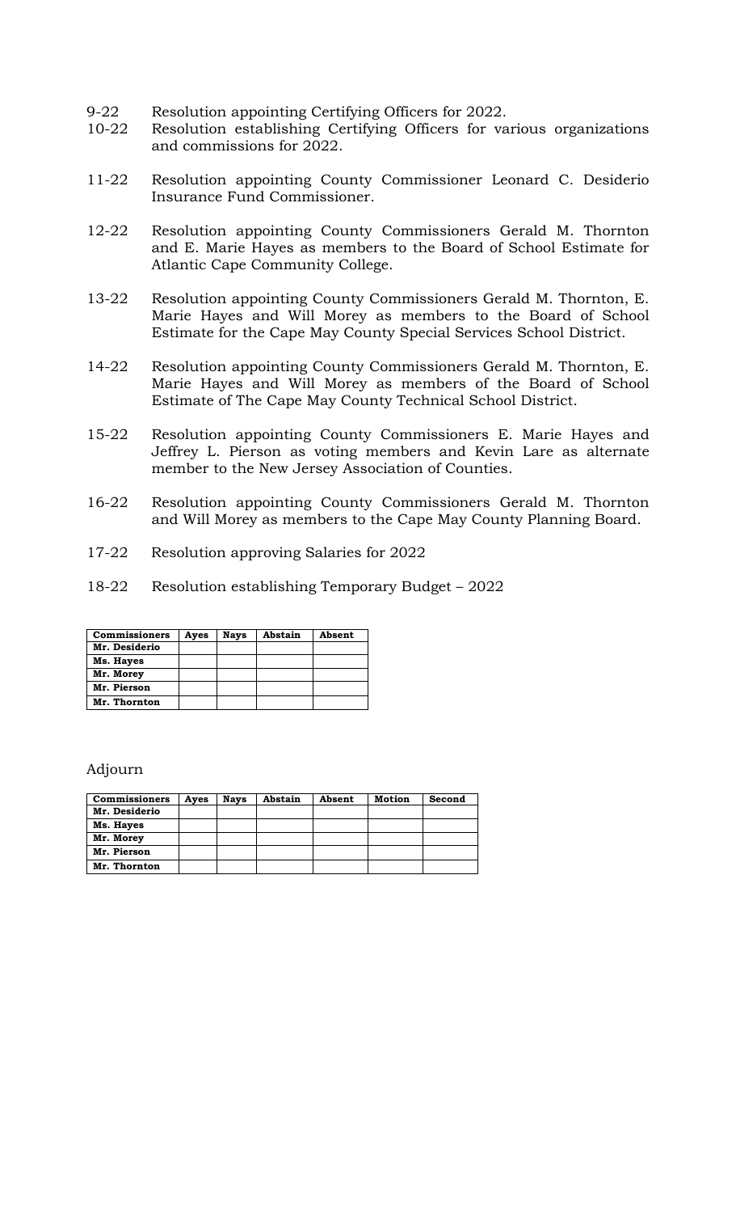9-22 Resolution appointing Certifying Officers for 2022.

10-22 Resolution establishing Certifying Officers for various organizations and commissions for 2022.

11-22 Resolution appointing County Commissioner Leonard C. Desiderio Insurance Fund Commissioner.

12-22 Resolution appointing County Commissioners Gerald M. Thornton and E. Marie Hayes as members to the Board of School Estimate for Atlantic Cape Community College.

13-22 Resolution appointing County Commissioners Gerald M. Thornton, E. Marie Hayes and Will Morey as members to the Board of School Estimate for the Cape May County Special Services School District.

14-22 Resolution appointing County Commissioners Gerald M. Thornton, E. Marie Hayes and Will Morey as members of the Board of School Estimate of The Cape May County Technical School District.

15-22 Resolution appointing County Commissioners E. Marie Hayes and Jeffrey L. Pierson as voting members and Kevin Lare as alternate member to the New Jersey Association of Counties.

16-22 Resolution appointing County Commissioners Gerald M. Thornton and Will Morey as members to the Cape May County Planning Board.

17-22 Resolution approving Salaries for 2022

18-22 Resolution establishing Temporary Budget – 2022

| Commissioners | Ayes | Nays | Abstain | Absent |
|---|---|---|---|---|
| Mr. Desiderio | | | | |
| Ms. Hayes | | | | |
| Mr. Morey | | | | |
| Mr. Pierson | | | | |
| Mr. Thornton | | | | |

Adjourn

| Commissioners | Ayes | Nays | Abstain | Absent | Motion | Second |
|---|---|---|---|---|---|---|
| Mr. Desiderio | | | | | | |
| Ms. Hayes | | | | | | |
| Mr. Morey | | | | | | |
| Mr. Pierson | | | | | | |
| Mr. Thornton | | | | | | |